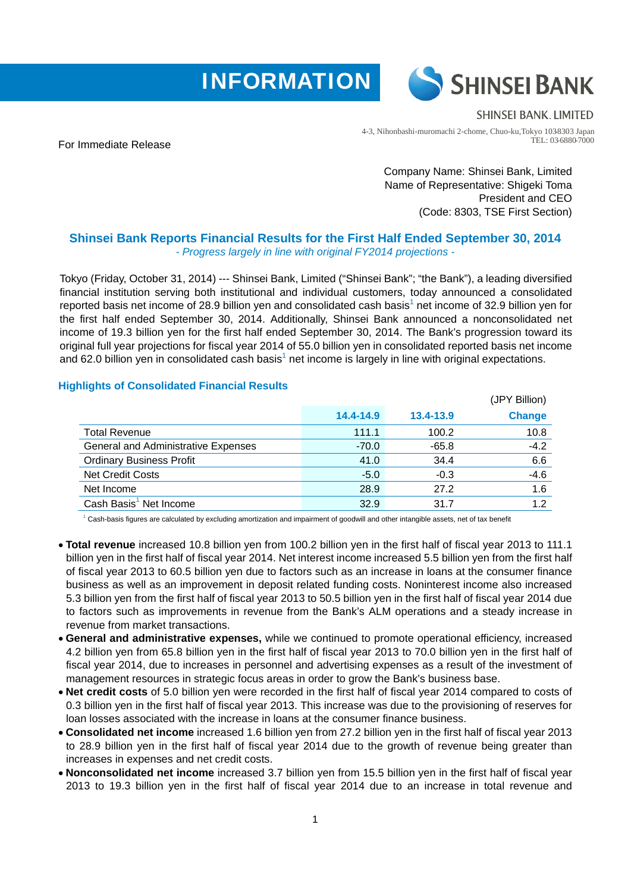INFORMATION

SHINSEI BANK

SHINSEI BANK, LIMITED

4-3, Nihonbashi-muromachi 2-chome, Chuo-ku,Tokyo 1038303 Japan
TEL: 03-6880-7000

For Immediate Release

Company Name: Shinsei Bank, Limited
Name of Representative: Shigeki Toma
President and CEO
(Code: 8303, TSE First Section)

## Shinsei Bank Reports Financial Results for the First Half Ended September 30, 2014

*- Progress largely in line with original FY2014 projections -*

Tokyo (Friday, October 31, 2014) --- Shinsei Bank, Limited ("Shinsei Bank"; "the Bank"), a leading diversified financial institution serving both institutional and individual customers, today announced a consolidated reported basis net income of 28.9 billion yen and consolidated cash basis[1] net income of 32.9 billion yen for the first half ended September 30, 2014. Additionally, Shinsei Bank announced a nonconsolidated net income of 19.3 billion yen for the first half ended September 30, 2014. The Bank's progression toward its original full year projections for fiscal year 2014 of 55.0 billion yen in consolidated reported basis net income and 62.0 billion yen in consolidated cash basis[1] net income is largely in line with original expectations.

### Highlights of Consolidated Financial Results

(JPY Billion)

| | 14.4-14.9 | 13.4-13.9 | Change |
|---|---|---|---|
| Total Revenue | 111.1 | 100.2 | 10.8 |
| General and Administrative Expenses | -70.0 | -65.8 | -4.2 |
| Ordinary Business Profit | 41.0 | 34.4 | 6.6 |
| Net Credit Costs | -5.0 | -0.3 | -4.6 |
| Net Income | 28.9 | 27.2 | 1.6 |
| Cash Basis[1] Net Income | 32.9 | 31.7 | 1.2 |

[1] Cash-basis figures are calculated by excluding amortization and impairment of goodwill and other intangible assets, net of tax benefit

- **Total revenue** increased 10.8 billion yen from 100.2 billion yen in the first half of fiscal year 2013 to 111.1 billion yen in the first half of fiscal year 2014. Net interest income increased 5.5 billion yen from the first half of fiscal year 2013 to 60.5 billion yen due to factors such as an increase in loans at the consumer finance business as well as an improvement in deposit related funding costs. Noninterest income also increased 5.3 billion yen from the first half of fiscal year 2013 to 50.5 billion yen in the first half of fiscal year 2014 due to factors such as improvements in revenue from the Bank's ALM operations and a steady increase in revenue from market transactions.
- **General and administrative expenses,** while we continued to promote operational efficiency, increased 4.2 billion yen from 65.8 billion yen in the first half of fiscal year 2013 to 70.0 billion yen in the first half of fiscal year 2014, due to increases in personnel and advertising expenses as a result of the investment of management resources in strategic focus areas in order to grow the Bank's business base.
- **Net credit costs** of 5.0 billion yen were recorded in the first half of fiscal year 2014 compared to costs of 0.3 billion yen in the first half of fiscal year 2013. This increase was due to the provisioning of reserves for loan losses associated with the increase in loans at the consumer finance business.
- **Consolidated net income** increased 1.6 billion yen from 27.2 billion yen in the first half of fiscal year 2013 to 28.9 billion yen in the first half of fiscal year 2014 due to the growth of revenue being greater than increases in expenses and net credit costs.
- **Nonconsolidated net income** increased 3.7 billion yen from 15.5 billion yen in the first half of fiscal year 2013 to 19.3 billion yen in the first half of fiscal year 2014 due to an increase in total revenue and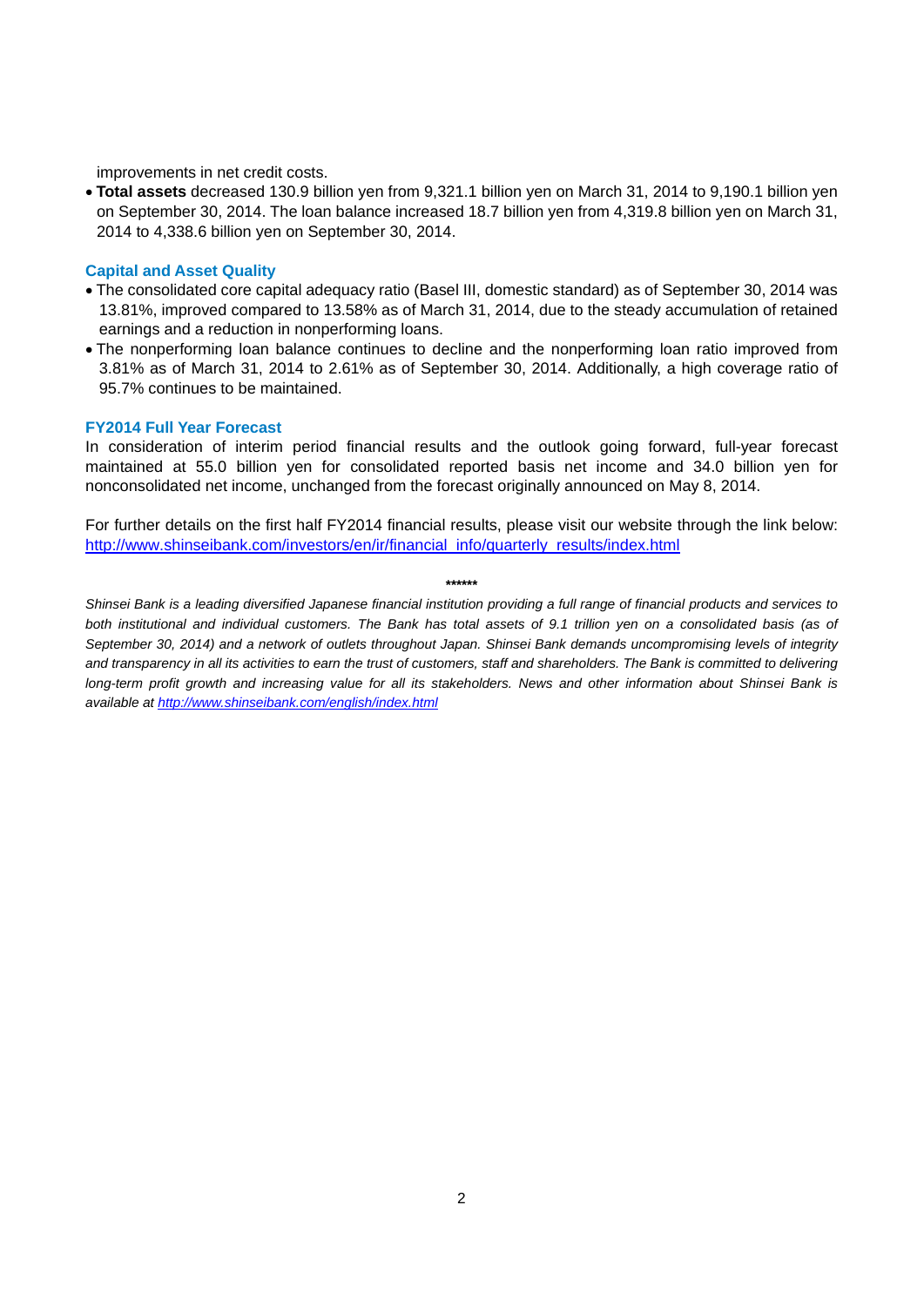improvements in net credit costs.

- **Total assets** decreased 130.9 billion yen from 9,321.1 billion yen on March 31, 2014 to 9,190.1 billion yen on September 30, 2014. The loan balance increased 18.7 billion yen from 4,319.8 billion yen on March 31, 2014 to 4,338.6 billion yen on September 30, 2014.

### Capital and Asset Quality

- The consolidated core capital adequacy ratio (Basel III, domestic standard) as of September 30, 2014 was 13.81%, improved compared to 13.58% as of March 31, 2014, due to the steady accumulation of retained earnings and a reduction in nonperforming loans.
- The nonperforming loan balance continues to decline and the nonperforming loan ratio improved from 3.81% as of March 31, 2014 to 2.61% as of September 30, 2014. Additionally, a high coverage ratio of 95.7% continues to be maintained.

### FY2014 Full Year Forecast

In consideration of interim period financial results and the outlook going forward, full-year forecast maintained at 55.0 billion yen for consolidated reported basis net income and 34.0 billion yen for nonconsolidated net income, unchanged from the forecast originally announced on May 8, 2014.

For further details on the first half FY2014 financial results, please visit our website through the link below:
http://www.shinseibank.com/investors/en/ir/financial_info/quarterly_results/index.html

******

*Shinsei Bank is a leading diversified Japanese financial institution providing a full range of financial products and services to both institutional and individual customers. The Bank has total assets of 9.1 trillion yen on a consolidated basis (as of September 30, 2014) and a network of outlets throughout Japan. Shinsei Bank demands uncompromising levels of integrity and transparency in all its activities to earn the trust of customers, staff and shareholders. The Bank is committed to delivering long-term profit growth and increasing value for all its stakeholders. News and other information about Shinsei Bank is available at http://www.shinseibank.com/english/index.html*